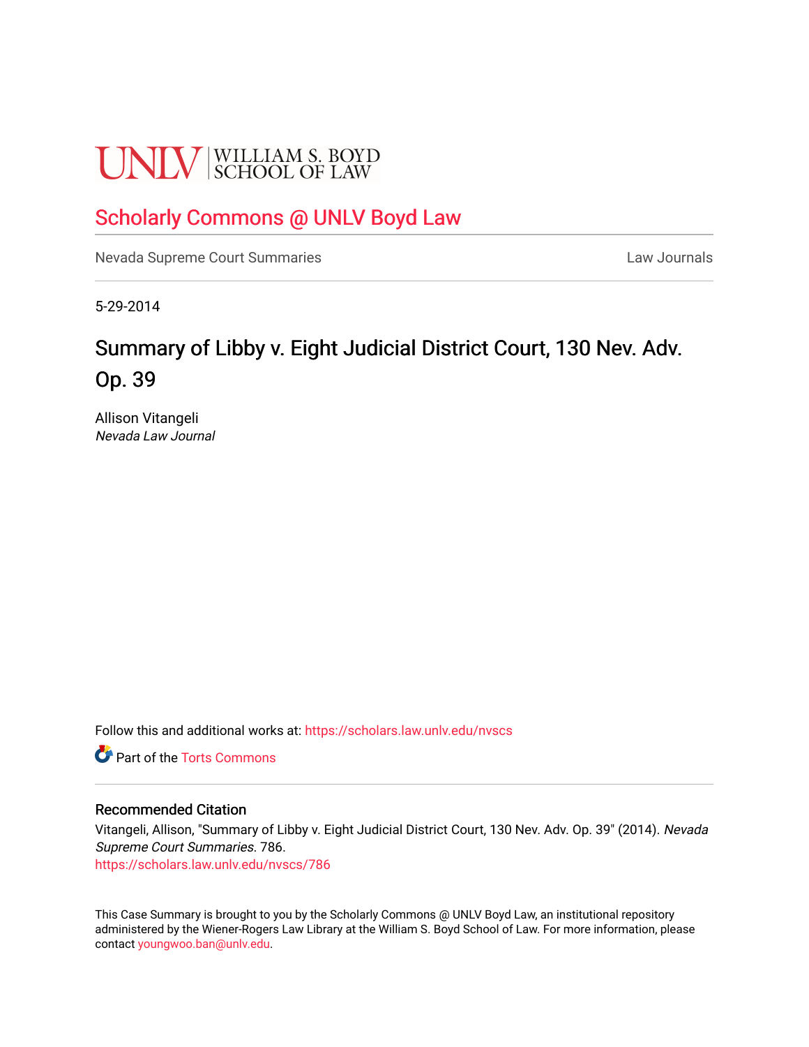UNLV | WILLIAM S. BOYD SCHOOL OF LAW

## Scholarly Commons @ UNLV Boyd Law

Nevada Supreme Court Summaries

Law Journals

5-29-2014

# Summary of Libby v. Eight Judicial District Court, 130 Nev. Adv. Op. 39

Allison Vitangeli

*Nevada Law Journal*

Follow this and additional works at: https://scholars.law.unlv.edu/nvscs

Part of the Torts Commons

### Recommended Citation

Vitangeli, Allison, "Summary of Libby v. Eight Judicial District Court, 130 Nev. Adv. Op. 39" (2014). *Nevada Supreme Court Summaries*. 786.

https://scholars.law.unlv.edu/nvscs/786

This Case Summary is brought to you by the Scholarly Commons @ UNLV Boyd Law, an institutional repository administered by the Wiener-Rogers Law Library at the William S. Boyd School of Law. For more information, please contact youngwoo.ban@unlv.edu.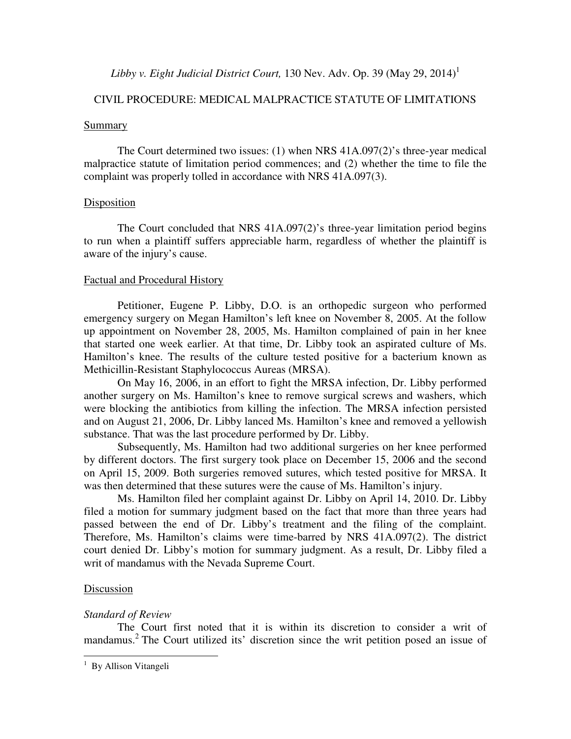*Libby v. Eight Judicial District Court,* 130 Nev. Adv. Op. 39 (May 29, 2014)[1]

CIVIL PROCEDURE: MEDICAL MALPRACTICE STATUTE OF LIMITATIONS

## Summary

The Court determined two issues: (1) when NRS 41A.097(2)'s three-year medical malpractice statute of limitation period commences; and (2) whether the time to file the complaint was properly tolled in accordance with NRS 41A.097(3).

## Disposition

The Court concluded that NRS 41A.097(2)'s three-year limitation period begins to run when a plaintiff suffers appreciable harm, regardless of whether the plaintiff is aware of the injury's cause.

## Factual and Procedural History

Petitioner, Eugene P. Libby, D.O. is an orthopedic surgeon who performed emergency surgery on Megan Hamilton's left knee on November 8, 2005. At the follow up appointment on November 28, 2005, Ms. Hamilton complained of pain in her knee that started one week earlier. At that time, Dr. Libby took an aspirated culture of Ms. Hamilton's knee. The results of the culture tested positive for a bacterium known as Methicillin-Resistant Staphylococcus Aureas (MRSA).

On May 16, 2006, in an effort to fight the MRSA infection, Dr. Libby performed another surgery on Ms. Hamilton's knee to remove surgical screws and washers, which were blocking the antibiotics from killing the infection. The MRSA infection persisted and on August 21, 2006, Dr. Libby lanced Ms. Hamilton's knee and removed a yellowish substance. That was the last procedure performed by Dr. Libby.

Subsequently, Ms. Hamilton had two additional surgeries on her knee performed by different doctors. The first surgery took place on December 15, 2006 and the second on April 15, 2009. Both surgeries removed sutures, which tested positive for MRSA. It was then determined that these sutures were the cause of Ms. Hamilton's injury.

Ms. Hamilton filed her complaint against Dr. Libby on April 14, 2010. Dr. Libby filed a motion for summary judgment based on the fact that more than three years had passed between the end of Dr. Libby's treatment and the filing of the complaint. Therefore, Ms. Hamilton's claims were time-barred by NRS 41A.097(2). The district court denied Dr. Libby's motion for summary judgment. As a result, Dr. Libby filed a writ of mandamus with the Nevada Supreme Court.

## Discussion

### *Standard of Review*

The Court first noted that it is within its discretion to consider a writ of mandamus.[2] The Court utilized its' discretion since the writ petition posed an issue of

---

[1] By Allison Vitangeli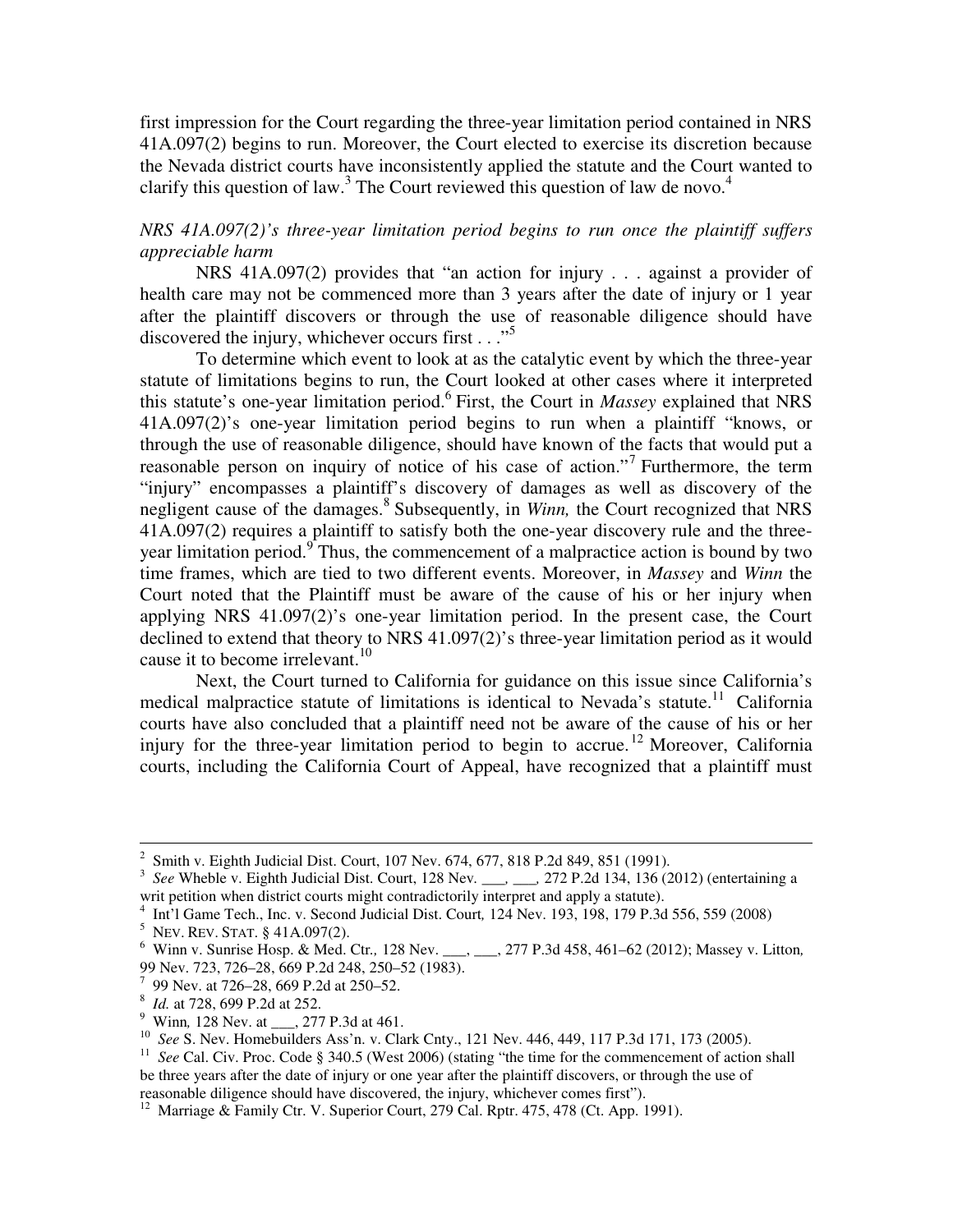first impression for the Court regarding the three-year limitation period contained in NRS 41A.097(2) begins to run. Moreover, the Court elected to exercise its discretion because the Nevada district courts have inconsistently applied the statute and the Court wanted to clarify this question of law.[3] The Court reviewed this question of law de novo.[4]

*NRS 41A.097(2)'s three-year limitation period begins to run once the plaintiff suffers appreciable harm*

NRS 41A.097(2) provides that "an action for injury . . . against a provider of health care may not be commenced more than 3 years after the date of injury or 1 year after the plaintiff discovers or through the use of reasonable diligence should have discovered the injury, whichever occurs first . . ."[5]

To determine which event to look at as the catalytic event by which the three-year statute of limitations begins to run, the Court looked at other cases where it interpreted this statute's one-year limitation period.[6] First, the Court in *Massey* explained that NRS 41A.097(2)'s one-year limitation period begins to run when a plaintiff "knows, or through the use of reasonable diligence, should have known of the facts that would put a reasonable person on inquiry of notice of his case of action."[7] Furthermore, the term "injury" encompasses a plaintiff's discovery of damages as well as discovery of the negligent cause of the damages.[8] Subsequently, in *Winn,* the Court recognized that NRS 41A.097(2) requires a plaintiff to satisfy both the one-year discovery rule and the three-year limitation period.[9] Thus, the commencement of a malpractice action is bound by two time frames, which are tied to two different events. Moreover, in *Massey* and *Winn* the Court noted that the Plaintiff must be aware of the cause of his or her injury when applying NRS 41.097(2)'s one-year limitation period. In the present case, the Court declined to extend that theory to NRS 41.097(2)'s three-year limitation period as it would cause it to become irrelevant.[10]

Next, the Court turned to California for guidance on this issue since California's medical malpractice statute of limitations is identical to Nevada's statute.[11] California courts have also concluded that a plaintiff need not be aware of the cause of his or her injury for the three-year limitation period to begin to accrue.[12] Moreover, California courts, including the California Court of Appeal, have recognized that a plaintiff must

---

[2] Smith v. Eighth Judicial Dist. Court, 107 Nev. 674, 677, 818 P.2d 849, 851 (1991).

[3] *See* Wheble v. Eighth Judicial Dist. Court, 128 Nev. ___, ___, 272 P.2d 134, 136 (2012) (entertaining a writ petition when district courts might contradictorily interpret and apply a statute).

[4] Int'l Game Tech., Inc. v. Second Judicial Dist. Court*,* 124 Nev. 193, 198, 179 P.3d 556, 559 (2008)

[5] NEV. REV. STAT. § 41A.097(2).

[6] Winn v. Sunrise Hosp. & Med. Ctr.*,* 128 Nev. ___, ___, 277 P.3d 458, 461–62 (2012); Massey v. Litton*,* 99 Nev. 723, 726–28, 669 P.2d 248, 250–52 (1983).

[7] 99 Nev. at 726–28, 669 P.2d at 250–52.

[8] *Id.* at 728, 699 P.2d at 252.

[9] Winn*,* 128 Nev. at ___, 277 P.3d at 461.

[10] *See* S. Nev. Homebuilders Ass'n. v. Clark Cnty., 121 Nev. 446, 449, 117 P.3d 171, 173 (2005).

[11] *See* Cal. Civ. Proc. Code § 340.5 (West 2006) (stating "the time for the commencement of action shall be three years after the date of injury or one year after the plaintiff discovers, or through the use of reasonable diligence should have discovered, the injury, whichever comes first").

[12] Marriage & Family Ctr. V. Superior Court, 279 Cal. Rptr. 475, 478 (Ct. App. 1991).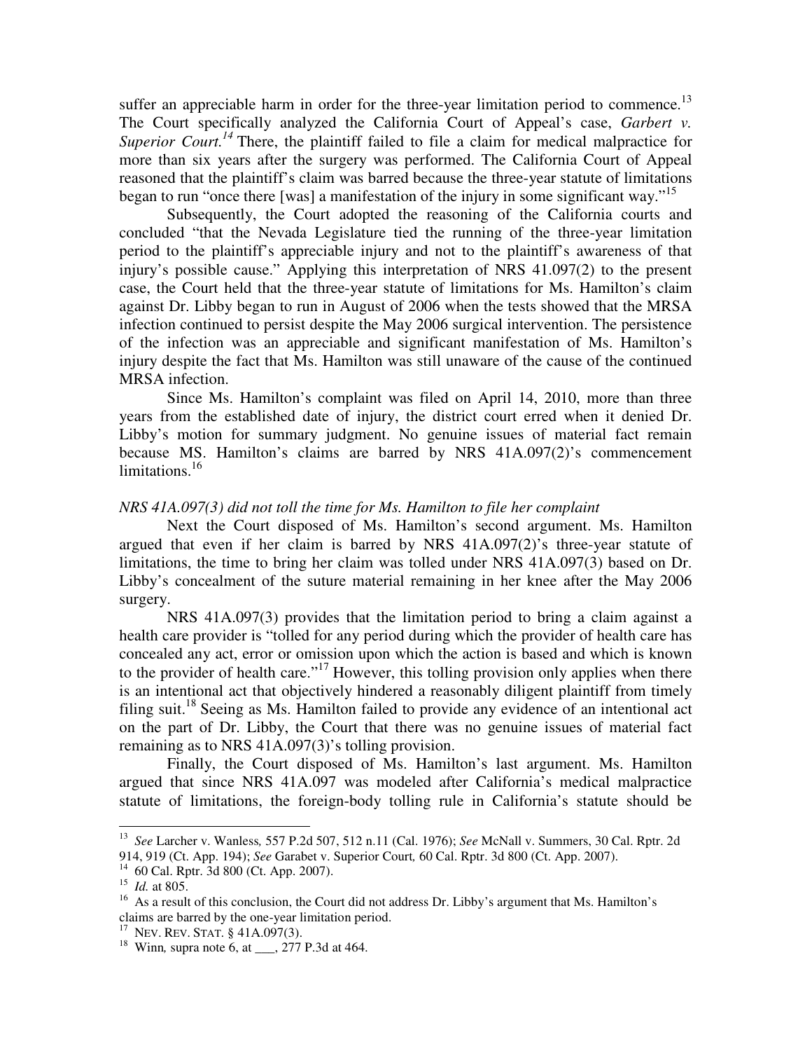suffer an appreciable harm in order for the three-year limitation period to commence.[13] The Court specifically analyzed the California Court of Appeal's case, *Garbert v. Superior Court.*[14] There, the plaintiff failed to file a claim for medical malpractice for more than six years after the surgery was performed. The California Court of Appeal reasoned that the plaintiff's claim was barred because the three-year statute of limitations began to run "once there [was] a manifestation of the injury in some significant way."[15]

Subsequently, the Court adopted the reasoning of the California courts and concluded "that the Nevada Legislature tied the running of the three-year limitation period to the plaintiff's appreciable injury and not to the plaintiff's awareness of that injury's possible cause." Applying this interpretation of NRS 41.097(2) to the present case, the Court held that the three-year statute of limitations for Ms. Hamilton's claim against Dr. Libby began to run in August of 2006 when the tests showed that the MRSA infection continued to persist despite the May 2006 surgical intervention. The persistence of the infection was an appreciable and significant manifestation of Ms. Hamilton's injury despite the fact that Ms. Hamilton was still unaware of the cause of the continued MRSA infection.

Since Ms. Hamilton's complaint was filed on April 14, 2010, more than three years from the established date of injury, the district court erred when it denied Dr. Libby's motion for summary judgment. No genuine issues of material fact remain because MS. Hamilton's claims are barred by NRS 41A.097(2)'s commencement limitations.[16]

*NRS 41A.097(3) did not toll the time for Ms. Hamilton to file her complaint*

Next the Court disposed of Ms. Hamilton's second argument. Ms. Hamilton argued that even if her claim is barred by NRS 41A.097(2)'s three-year statute of limitations, the time to bring her claim was tolled under NRS 41A.097(3) based on Dr. Libby's concealment of the suture material remaining in her knee after the May 2006 surgery.

NRS 41A.097(3) provides that the limitation period to bring a claim against a health care provider is "tolled for any period during which the provider of health care has concealed any act, error or omission upon which the action is based and which is known to the provider of health care."[17] However, this tolling provision only applies when there is an intentional act that objectively hindered a reasonably diligent plaintiff from timely filing suit.[18] Seeing as Ms. Hamilton failed to provide any evidence of an intentional act on the part of Dr. Libby, the Court that there was no genuine issues of material fact remaining as to NRS 41A.097(3)'s tolling provision.

Finally, the Court disposed of Ms. Hamilton's last argument. Ms. Hamilton argued that since NRS 41A.097 was modeled after California's medical malpractice statute of limitations, the foreign-body tolling rule in California's statute should be

---

[13] *See* Larcher v. Wanless, 557 P.2d 507, 512 n.11 (Cal. 1976); *See* McNall v. Summers, 30 Cal. Rptr. 2d 914, 919 (Ct. App. 194); *See* Garabet v. Superior Court, 60 Cal. Rptr. 3d 800 (Ct. App. 2007).

[14] 60 Cal. Rptr. 3d 800 (Ct. App. 2007).

[15] *Id.* at 805.

[16] As a result of this conclusion, the Court did not address Dr. Libby's argument that Ms. Hamilton's claims are barred by the one-year limitation period.

[17] NEV. REV. STAT. § 41A.097(3).

[18] Winn, supra note 6, at ___, 277 P.3d at 464.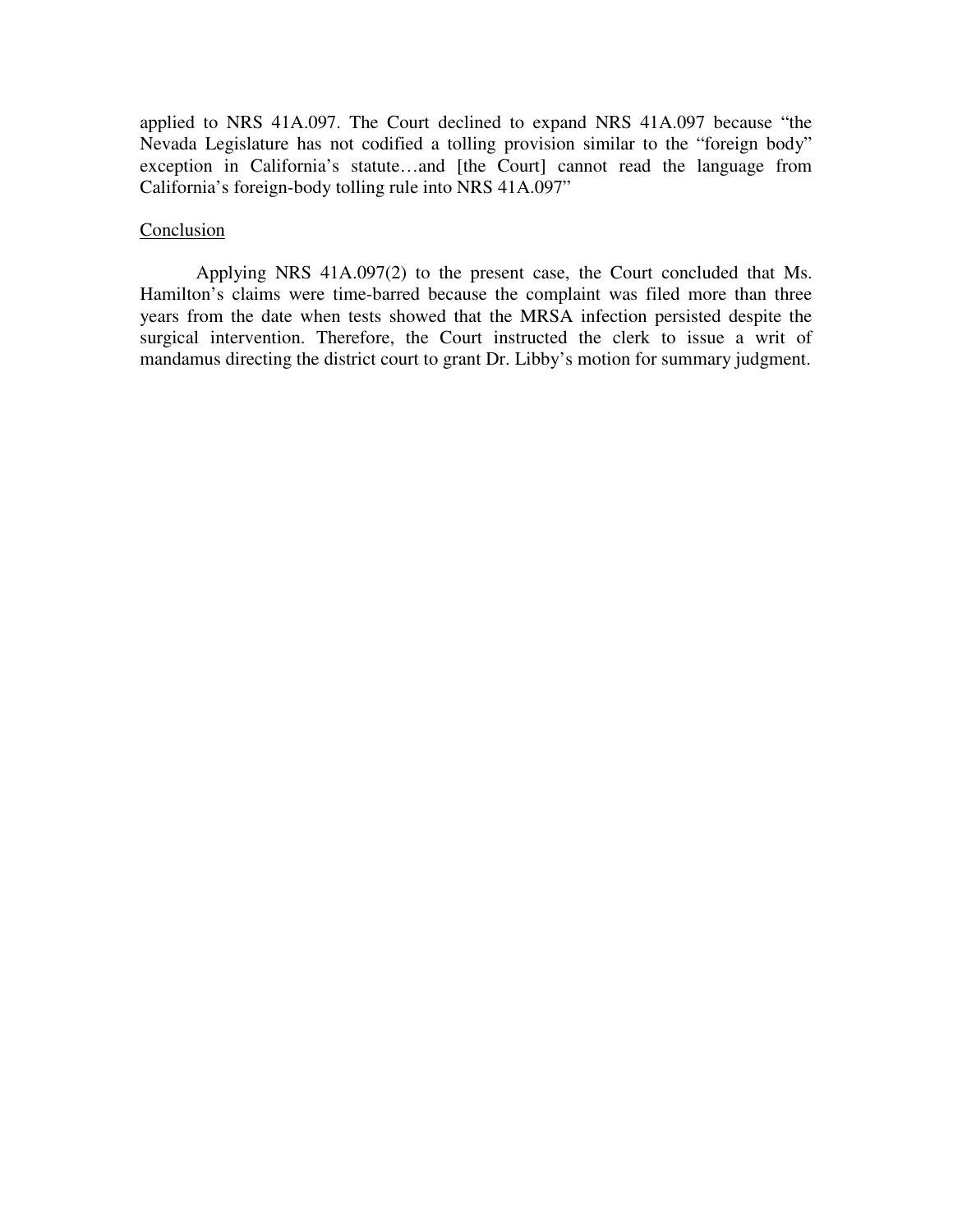applied to NRS 41A.097. The Court declined to expand NRS 41A.097 because "the Nevada Legislature has not codified a tolling provision similar to the "foreign body" exception in California's statute…and [the Court] cannot read the language from California's foreign-body tolling rule into NRS 41A.097"

## Conclusion

Applying NRS 41A.097(2) to the present case, the Court concluded that Ms. Hamilton's claims were time-barred because the complaint was filed more than three years from the date when tests showed that the MRSA infection persisted despite the surgical intervention. Therefore, the Court instructed the clerk to issue a writ of mandamus directing the district court to grant Dr. Libby's motion for summary judgment.